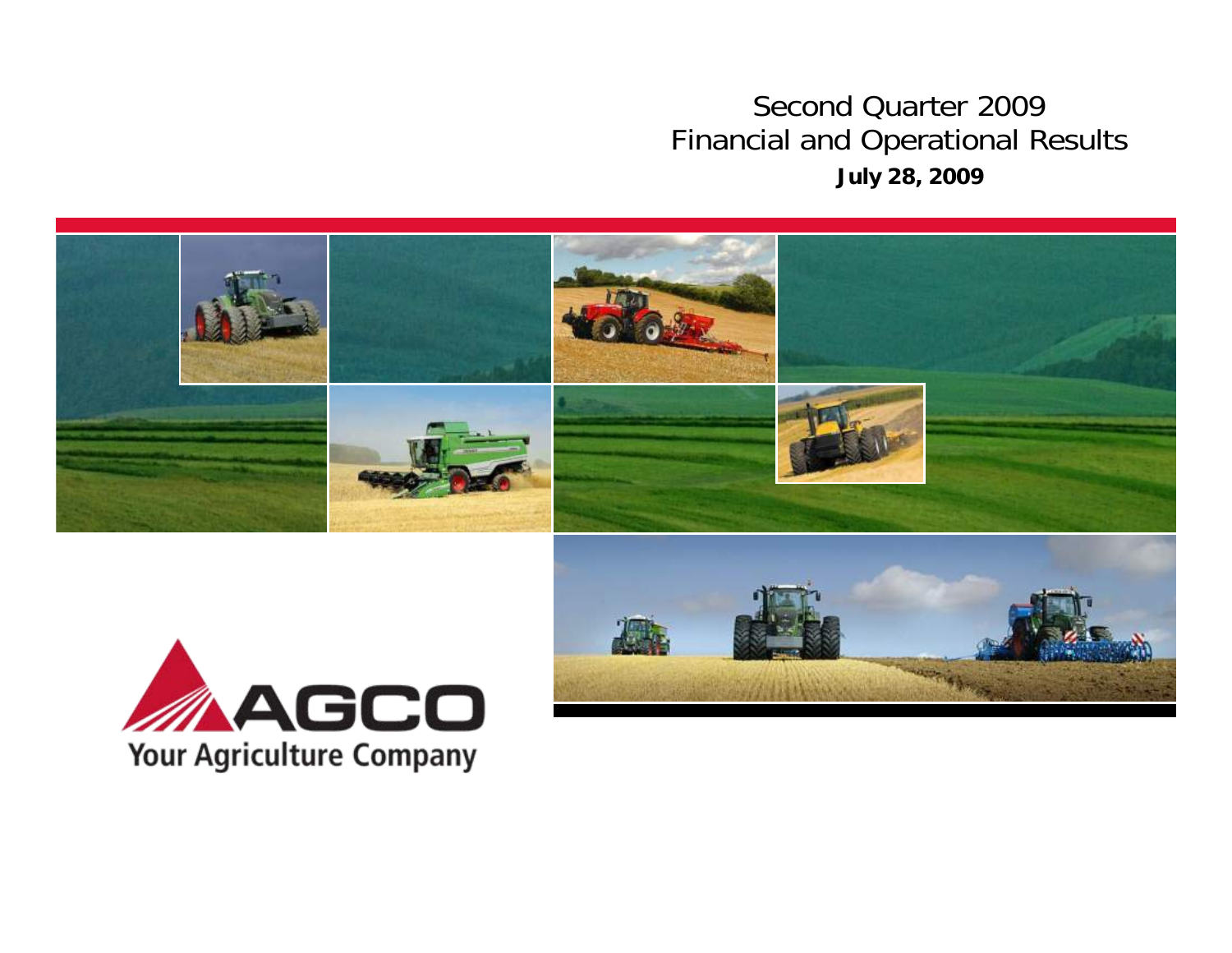# Second Quarter 2009
# Financial and Operational Results

**July 28, 2009**

AGCO
Your Agriculture Company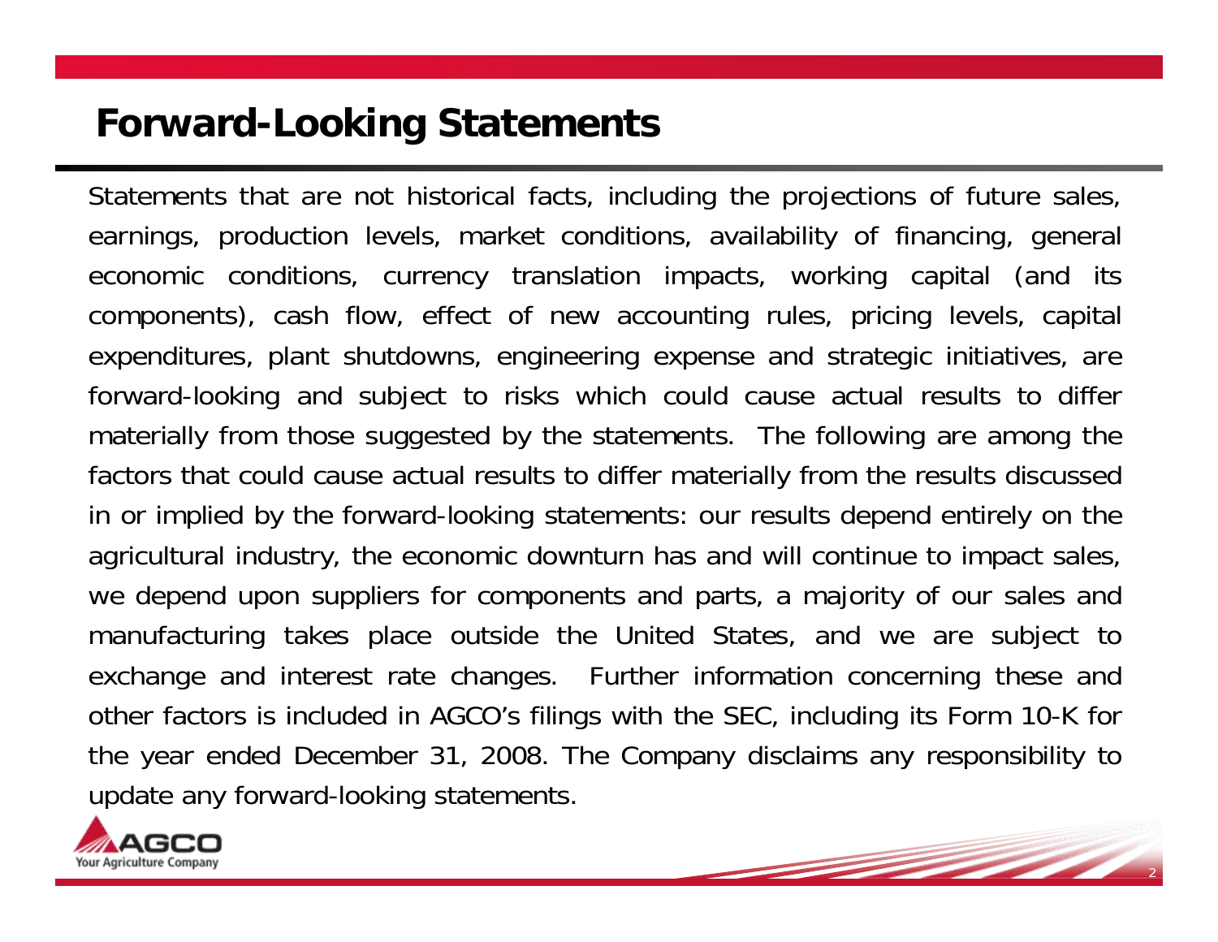# Forward-Looking Statements

Statements that are not historical facts, including the projections of future sales, earnings, production levels, market conditions, availability of financing, general economic conditions, currency translation impacts, working capital (and its components), cash flow, effect of new accounting rules, pricing levels, capital expenditures, plant shutdowns, engineering expense and strategic initiatives, are forward-looking and subject to risks which could cause actual results to differ materially from those suggested by the statements. The following are among the factors that could cause actual results to differ materially from the results discussed in or implied by the forward-looking statements: our results depend entirely on the agricultural industry, the economic downturn has and will continue to impact sales, we depend upon suppliers for components and parts, a majority of our sales and manufacturing takes place outside the United States, and we are subject to exchange and interest rate changes. Further information concerning these and other factors is included in AGCO's filings with the SEC, including its Form 10-K for the year ended December 31, 2008. The Company disclaims any responsibility to update any forward-looking statements.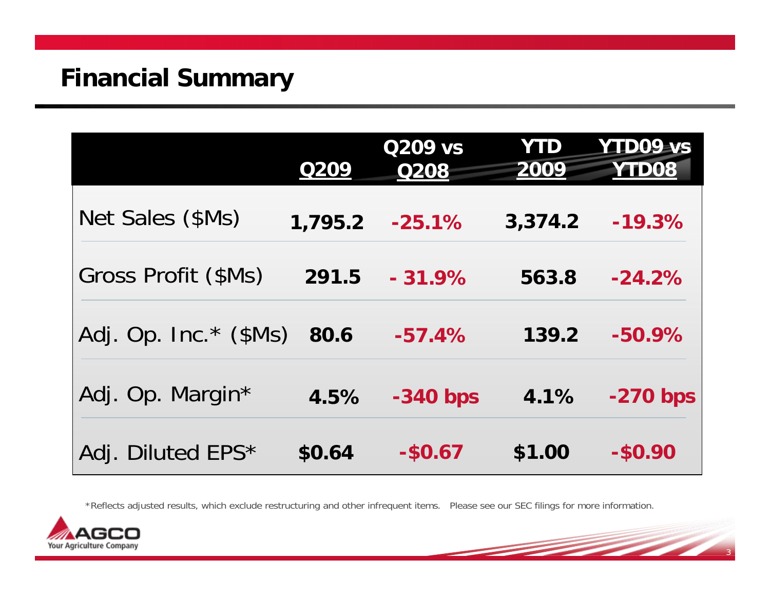# Financial Summary

| | Q209 | Q209 vs Q208 | YTD 2009 | YTD09 vs YTD08 |
|---|---|---|---|---|
| Net Sales ($Ms) | **1,795.2** | **-25.1%** | **3,374.2** | **-19.3%** |
| Gross Profit ($Ms) | **291.5** | **- 31.9%** | **563.8** | **-24.2%** |
| Adj. Op. Inc.* ($Ms) | **80.6** | **-57.4%** | **139.2** | **-50.9%** |
| Adj. Op. Margin* | **4.5%** | **-340 bps** | **4.1%** | **-270 bps** |
| Adj. Diluted EPS* | **$0.64** | **-$0.67** | **$1.00** | **-$0.90** |

*Reflects adjusted results, which exclude restructuring and other infrequent items. Please see our SEC filings for more information.

AGCO Your Agriculture Company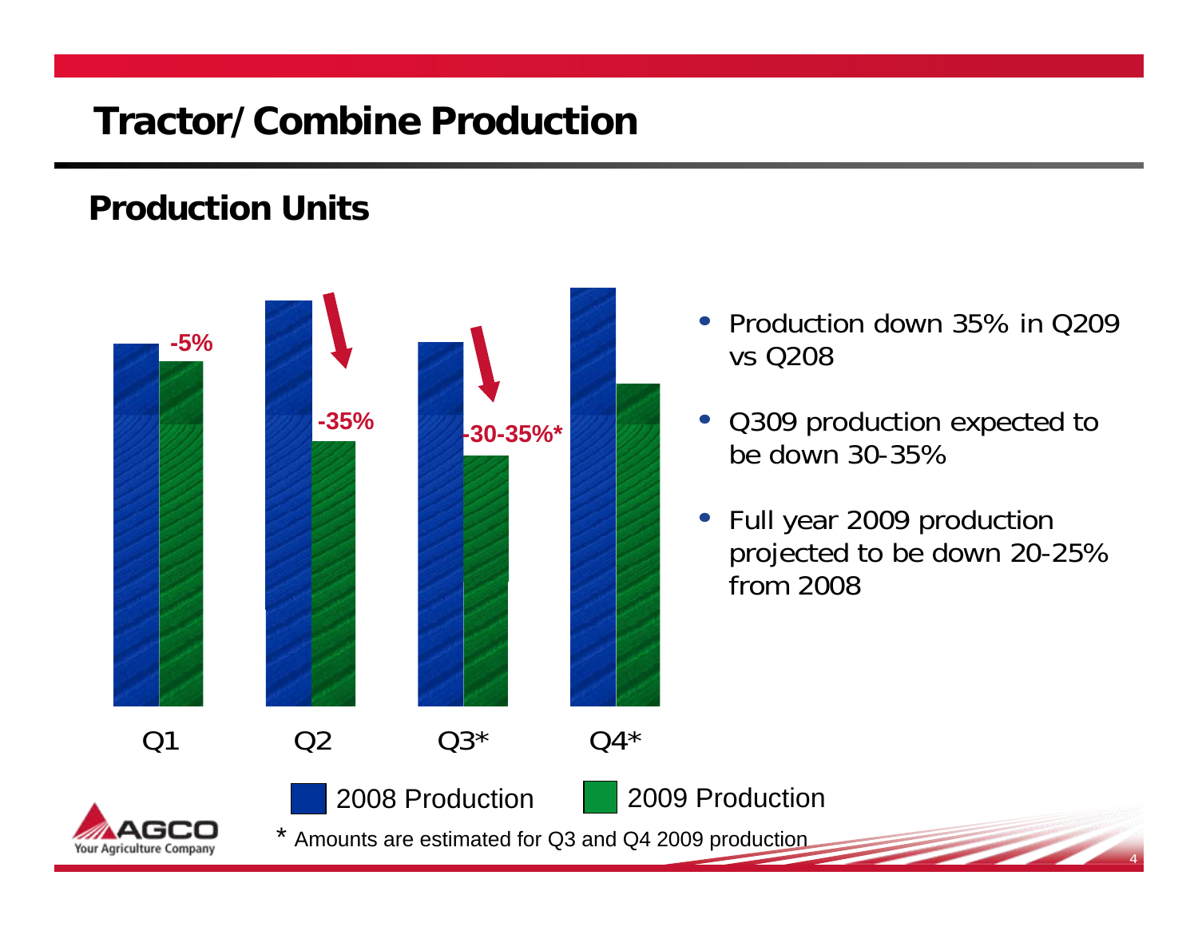# Tractor/Combine Production

## Production Units

| | Q1 | Q2 | Q3* | Q4* |
|---|---|---|---|---|
| Change (2009 vs 2008) | -5% | -35% | -30-35%* | |

Legend: 2008 Production, 2009 Production

- Production down 35% in Q209 vs Q208
- Q309 production expected to be down 30-35%
- Full year 2009 production projected to be down 20-25% from 2008

\* Amounts are estimated for Q3 and Q4 2009 production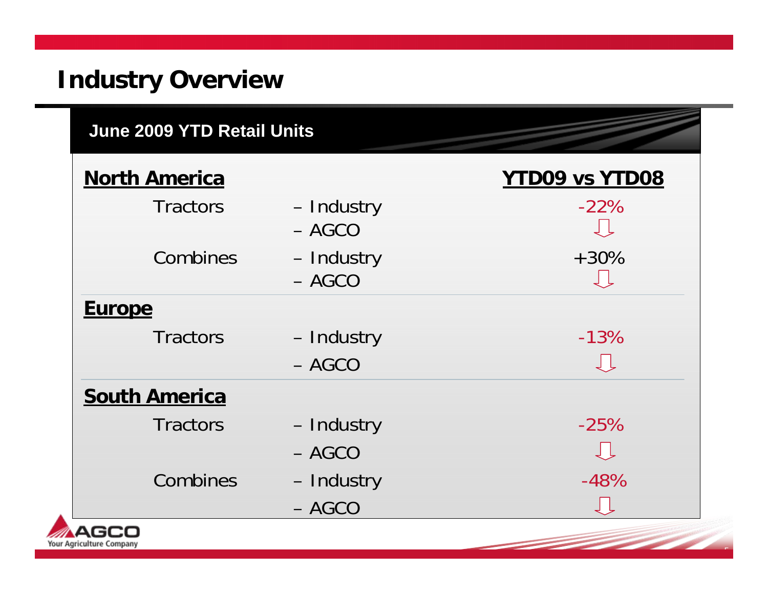# Industry Overview

## June 2009 YTD Retail Units

| | | YTD09 vs YTD08 |
|---|---|---|
| **North America** | | |
| Tractors | – Industry | -22% |
| | – AGCO | ⇩ |
| Combines | – Industry | +30% |
| | – AGCO | ⇩ |
| **Europe** | | |
| Tractors | – Industry | -13% |
| | – AGCO | ⇩ |
| **South America** | | |
| Tractors | – Industry | -25% |
| | – AGCO | ⇩ |
| Combines | – Industry | -48% |
| | – AGCO | ⇩ |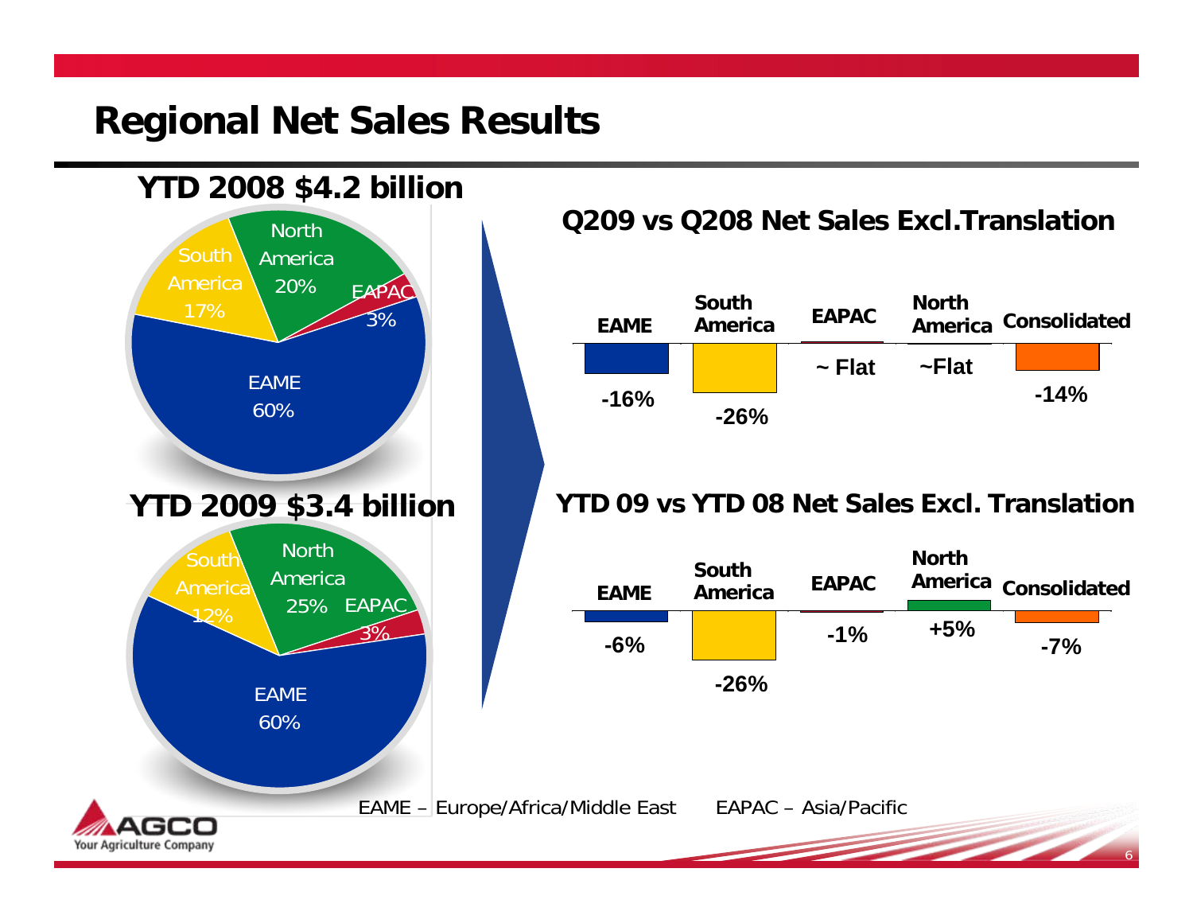# Regional Net Sales Results

**YTD 2008 $4.2 billion**

| Region | Share |
|---|---|
| EAME | 60% |
| North America | 20% |
| South America | 17% |
| EAPAC | 3% |

**YTD 2009 $3.4 billion**

| Region | Share |
|---|---|
| EAME | 60% |
| North America | 25% |
| South America | 12% |
| EAPAC | 3% |

## Q209 vs Q208 Net Sales Excl.Translation

| EAME | South America | EAPAC | North America | Consolidated |
|---|---|---|---|---|
| -16% | -26% | ~ Flat | ~Flat | -14% |

## YTD 09 vs YTD 08 Net Sales Excl. Translation

| EAME | South America | EAPAC | North America | Consolidated |
|---|---|---|---|---|
| -6% | -26% | -1% | +5% | -7% |

EAME – Europe/Africa/Middle East EAPAC – Asia/Pacific

AGCO Your Agriculture Company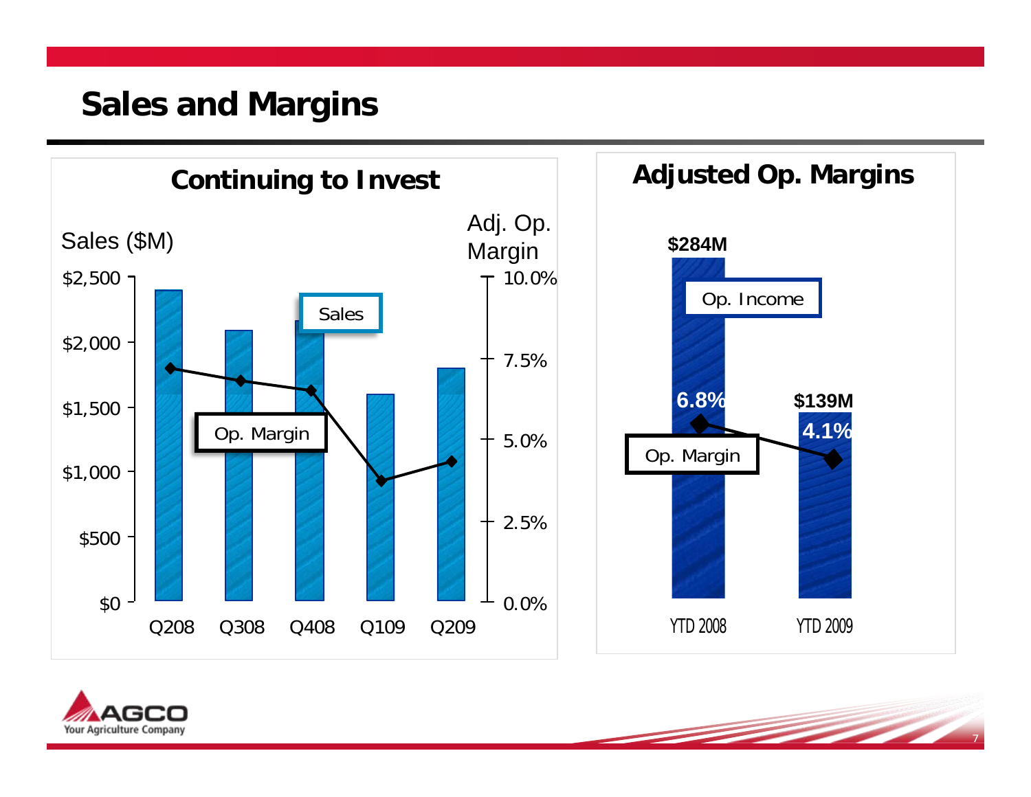# Sales and Margins

## Continuing to Invest

Sales ($M)

Adj. Op. Margin

$2,500
$2,000
$1,500
$1,000
$500
$0

10.0%
7.5%
5.0%
2.5%
0.0%

Sales

Op. Margin

Q208 Q308 Q408 Q109 Q209

## Adjusted Op. Margins

$284M

Op. Income

6.8%

$139M

4.1%

Op. Margin

YTD 2008 YTD 2009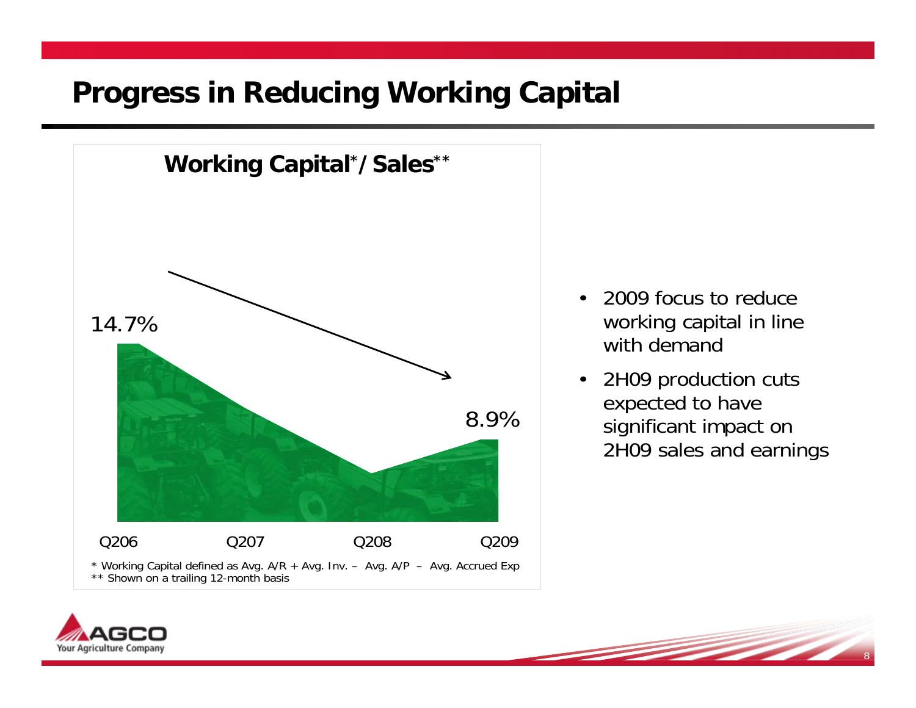# Progress in Reducing Working Capital

## Working Capital* / Sales**

14.7%

8.9%

Q206 Q207 Q208 Q209

\* Working Capital defined as Avg. A/R + Avg. Inv. – Avg. A/P – Avg. Accrued Exp
\*\* Shown on a trailing 12-month basis

- 2009 focus to reduce working capital in line with demand
- 2H09 production cuts expected to have significant impact on 2H09 sales and earnings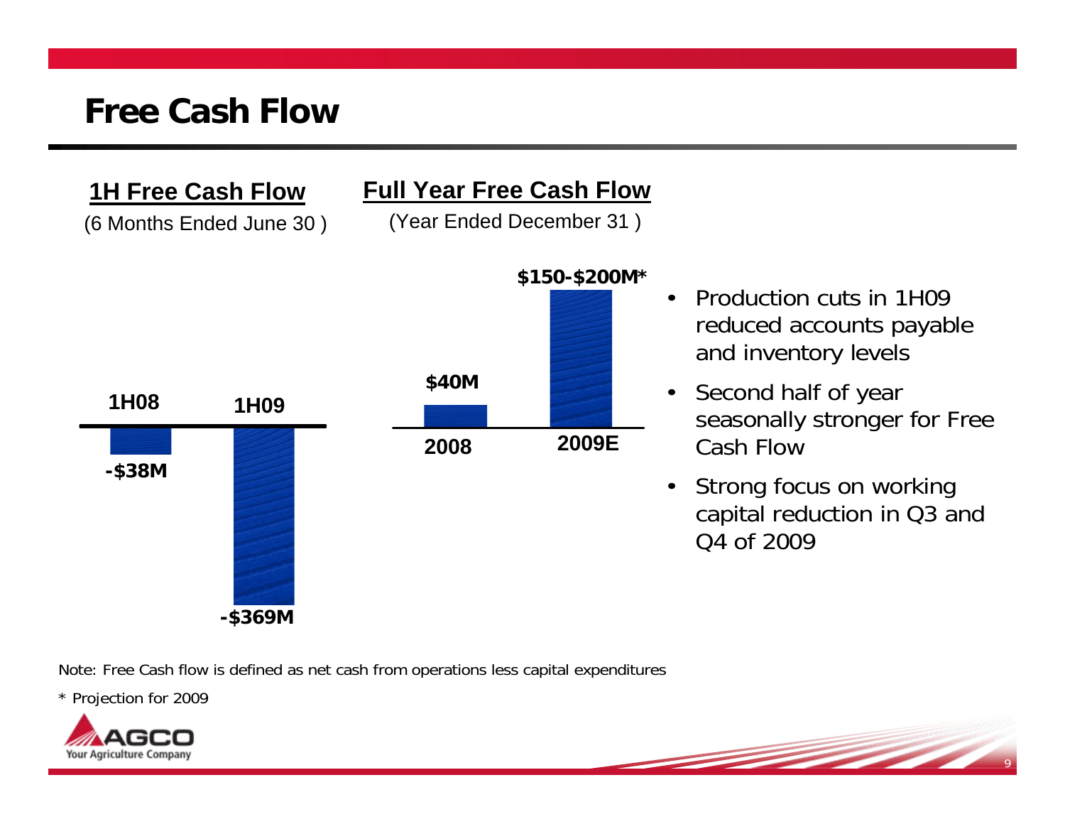# Free Cash Flow

**1H Free Cash Flow**
(6 Months Ended June 30 )

| | 1H08 | 1H09 |
|---|---|---|
| Free Cash Flow | -$38M | -$369M |

**Full Year Free Cash Flow**
(Year Ended December 31 )

| | 2008 | 2009E |
|---|---|---|
| Free Cash Flow | $40M | $150-$200M* |

- Production cuts in 1H09 reduced accounts payable and inventory levels
- Second half of year seasonally stronger for Free Cash Flow
- Strong focus on working capital reduction in Q3 and Q4 of 2009

Note: Free Cash flow is defined as net cash from operations less capital expenditures

* Projection for 2009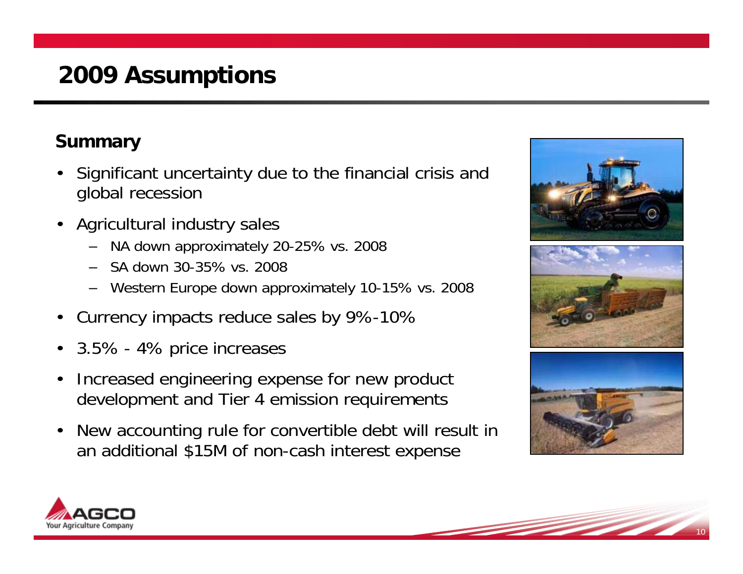# 2009 Assumptions

## Summary

- Significant uncertainty due to the financial crisis and global recession
- Agricultural industry sales
  - NA down approximately 20-25% vs. 2008
  - SA down 30-35% vs. 2008
  - Western Europe down approximately 10-15% vs. 2008
- Currency impacts reduce sales by 9%-10%
- 3.5% - 4% price increases
- Increased engineering expense for new product development and Tier 4 emission requirements
- New accounting rule for convertible debt will result in an additional $15M of non-cash interest expense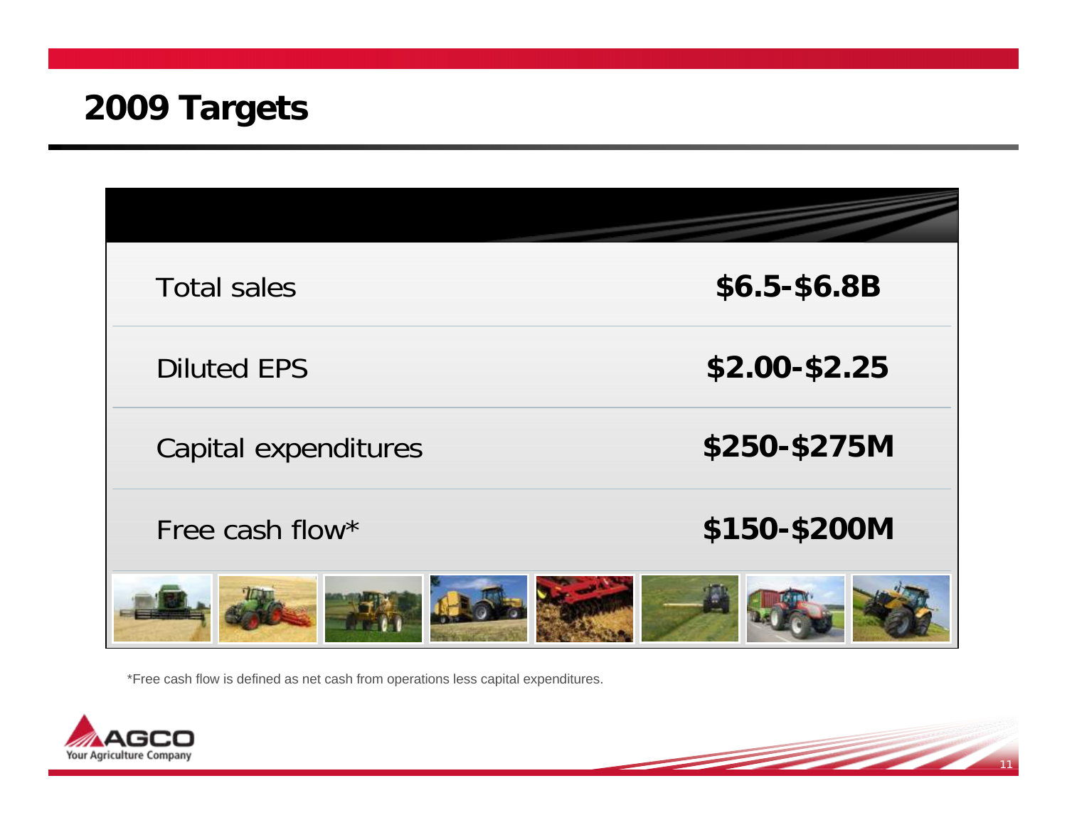# 2009 Targets

| | |
|---|---|
| Total sales | **$6.5-$6.8B** |
| Diluted EPS | **$2.00-$2.25** |
| Capital expenditures | **$250-$275M** |
| Free cash flow* | **$150-$200M** |

*Free cash flow is defined as net cash from operations less capital expenditures.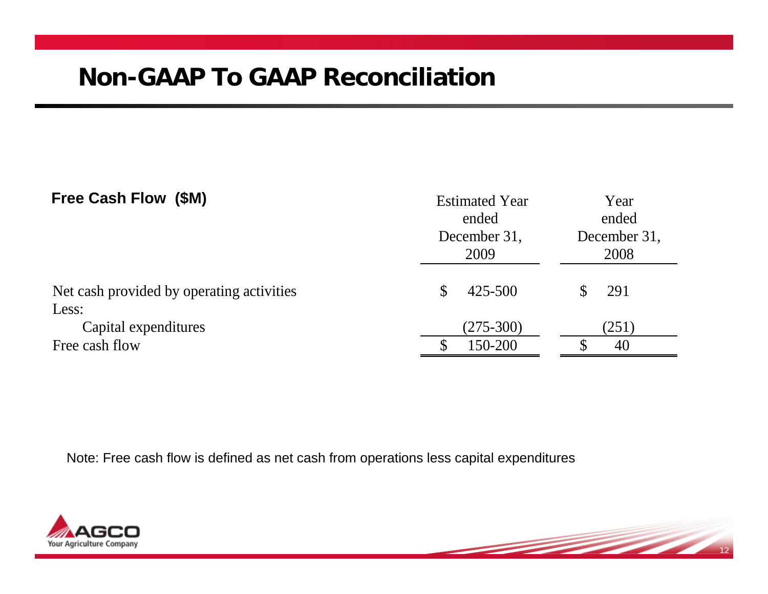# Non-GAAP To GAAP Reconciliation

| **Free Cash Flow ($M)** | Estimated Year ended December 31, 2009 | Year ended December 31, 2008 |
|---|---|---|
| Net cash provided by operating activities | $ 425-500 | $ 291 |
| Less: | | |
| Capital expenditures | (275-300) | (251) |
| Free cash flow | $ 150-200 | $ 40 |

Note: Free cash flow is defined as net cash from operations less capital expenditures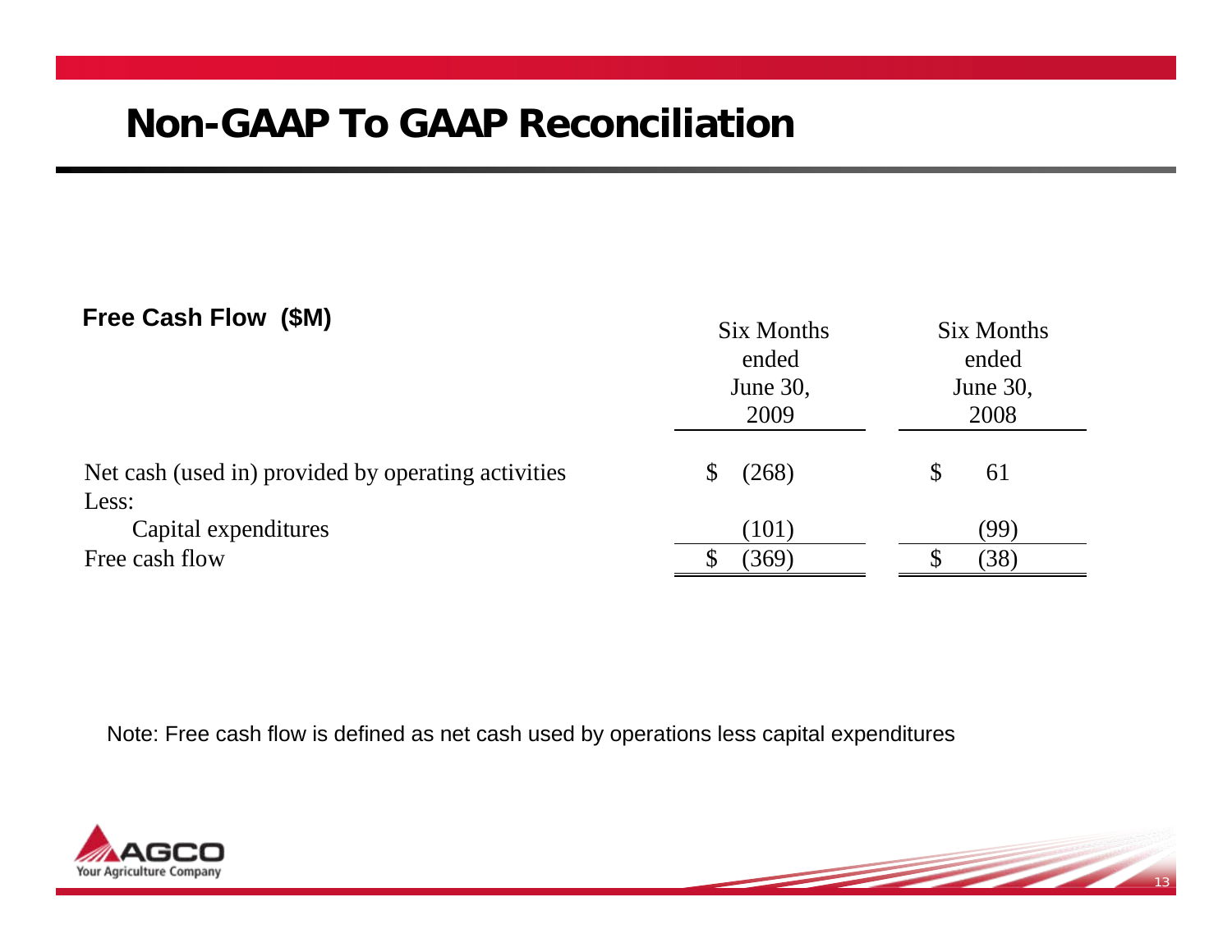# Non-GAAP To GAAP Reconciliation

**Free Cash Flow ($M)**

| | Six Months ended June 30, 2009 | Six Months ended June 30, 2008 |
|---|---|---|
| Net cash (used in) provided by operating activities | $ (268) | $ 61 |
| Less: | | |
| Capital expenditures | (101) | (99) |
| Free cash flow | $ (369) | $ (38) |

Note: Free cash flow is defined as net cash used by operations less capital expenditures

AGCO
Your Agriculture Company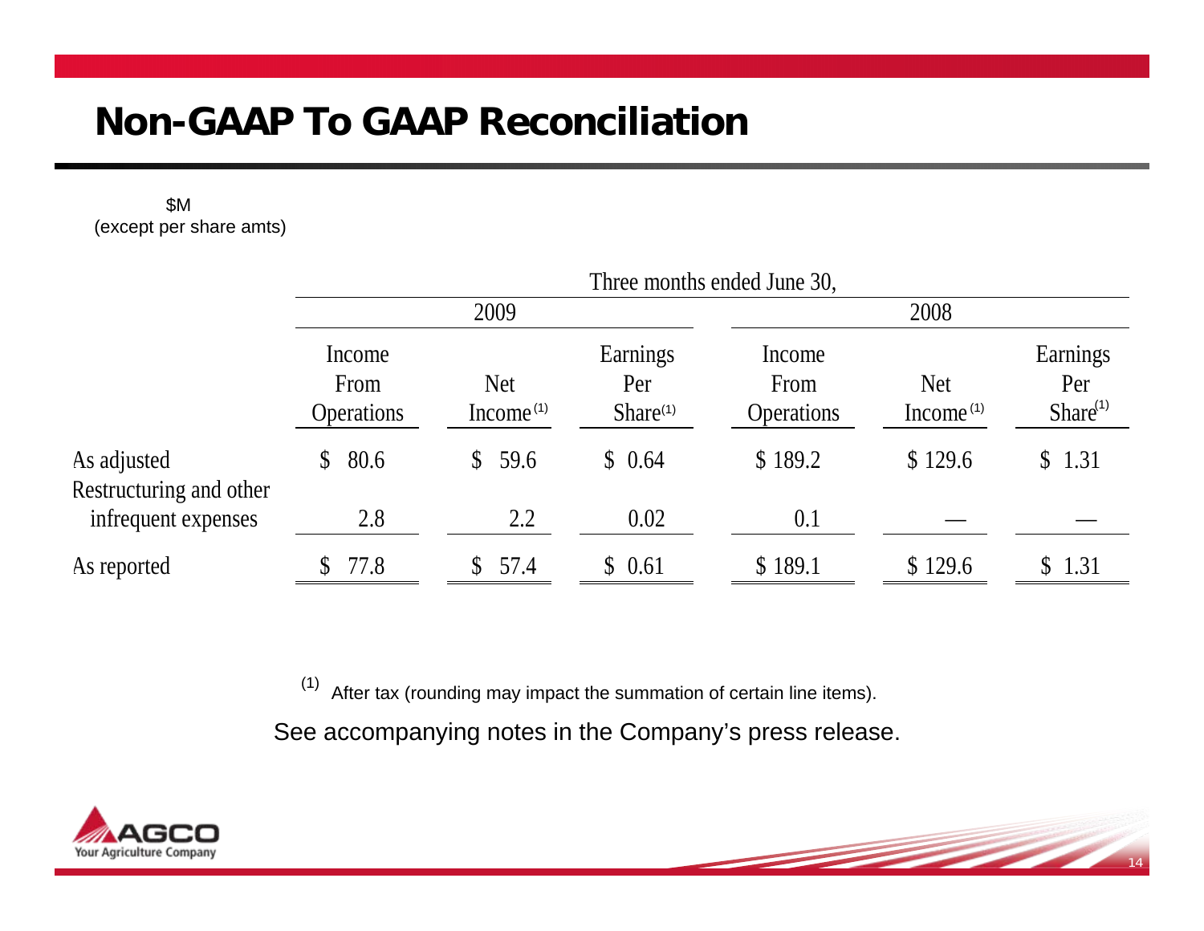# Non-GAAP To GAAP Reconciliation

$M
(except per share amts)

| | Three months ended June 30, | | | | | |
|---|---|---|---|---|---|---|
| | 2009 | | | 2008 | | |
| | Income From Operations | Net Income [1] | Earnings Per Share [1] | Income From Operations | Net Income [1] | Earnings Per Share [1] |
| As adjusted | $ 80.6 | $ 59.6 | $ 0.64 | $ 189.2 | $ 129.6 | $ 1.31 |
| Restructuring and other infrequent expenses | 2.8 | 2.2 | 0.02 | 0.1 | — | — |
| As reported | $ 77.8 | $ 57.4 | $ 0.61 | $ 189.1 | $ 129.6 | $ 1.31 |

(1) After tax (rounding may impact the summation of certain line items).

See accompanying notes in the Company's press release.

AGCO
Your Agriculture Company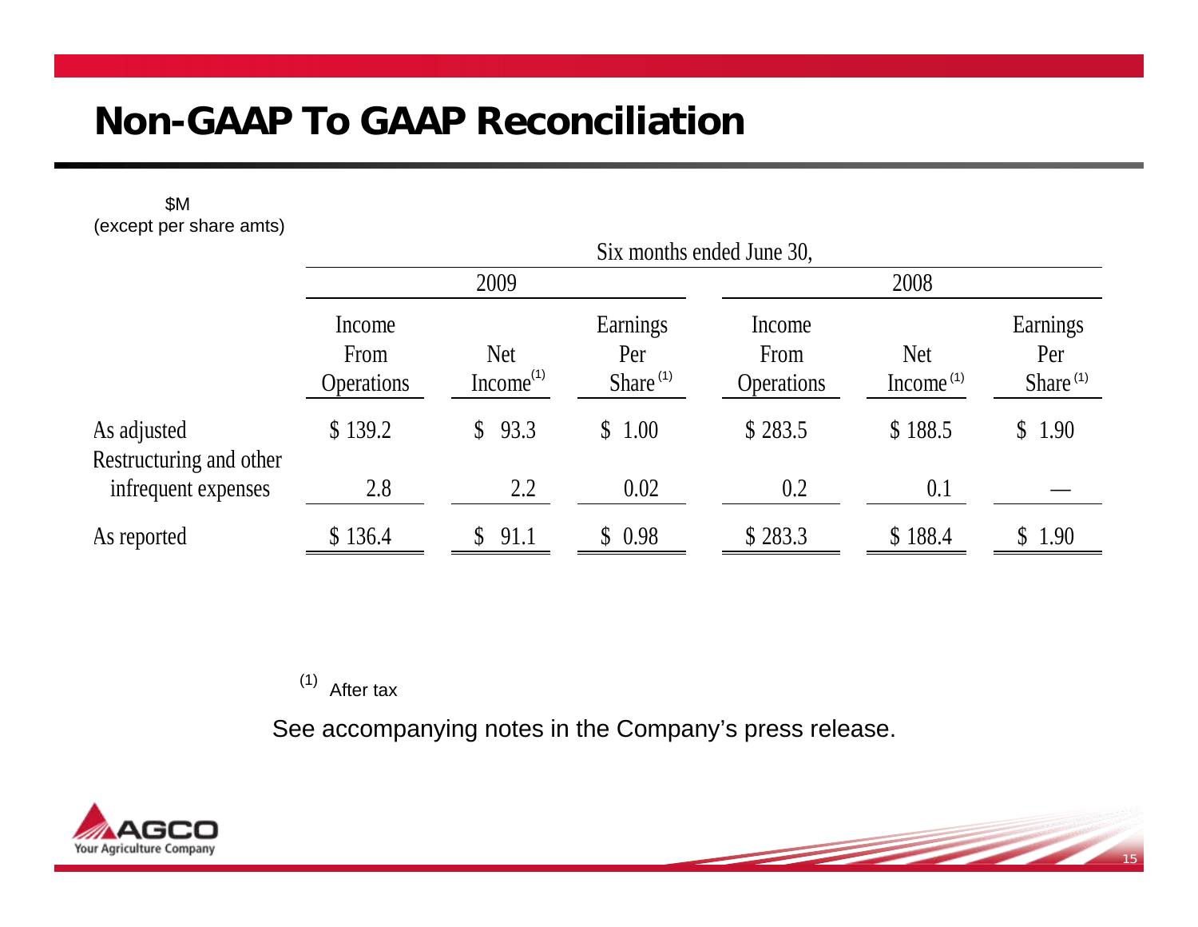# Non-GAAP To GAAP Reconciliation

$M
(except per share amts)

| | Six months ended June 30, | | | | | |
|---|---|---|---|---|---|---|
| | 2009 | | | 2008 | | |
| | Income From Operations | Net Income[(1)] | Earnings Per Share[(1)] | Income From Operations | Net Income[(1)] | Earnings Per Share[(1)] |
| As adjusted | $ 139.2 | $ 93.3 | $ 1.00 | $ 283.5 | $ 188.5 | $ 1.90 |
| Restructuring and other infrequent expenses | 2.8 | 2.2 | 0.02 | 0.2 | 0.1 | — |
| As reported | $ 136.4 | $ 91.1 | $ 0.98 | $ 283.3 | $ 188.4 | $ 1.90 |

(1) After tax

See accompanying notes in the Company's press release.

AGCO
Your Agriculture Company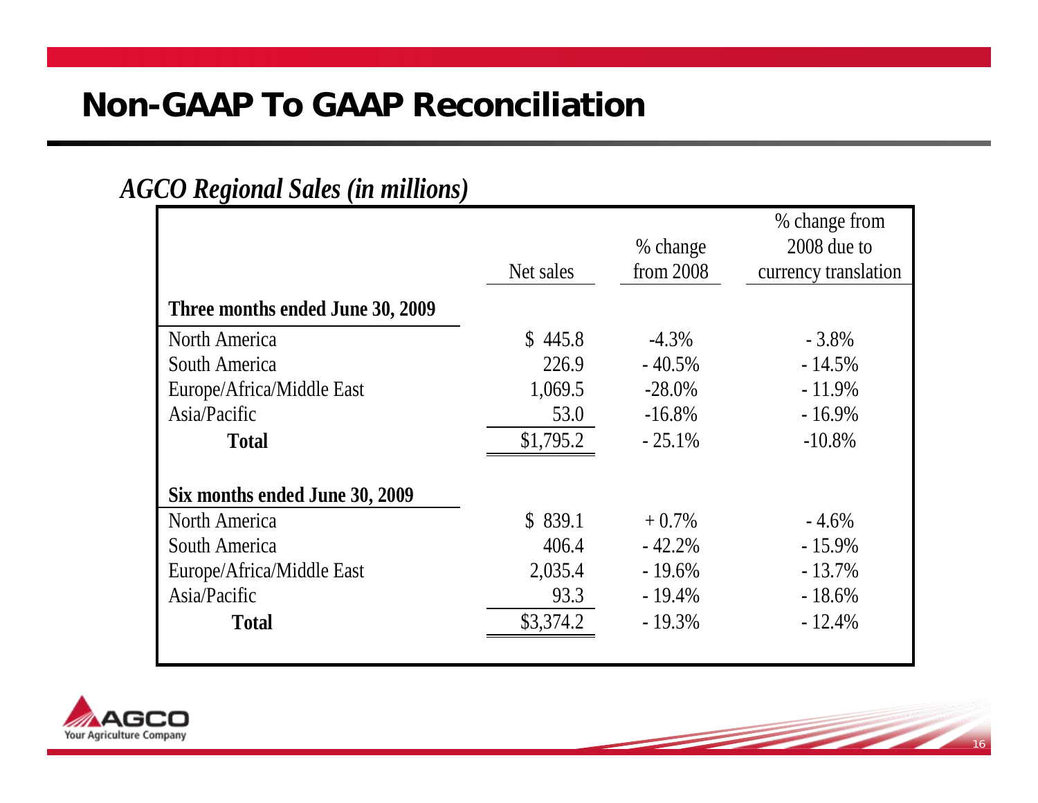# Non-GAAP To GAAP Reconciliation

*AGCO Regional Sales (in millions)*

| | Net sales | % change from 2008 | % change from 2008 due to currency translation |
|---|---|---|---|
| **Three months ended June 30, 2009** | | | |
| North America | $ 445.8 | -4.3% | - 3.8% |
| South America | 226.9 | - 40.5% | - 14.5% |
| Europe/Africa/Middle East | 1,069.5 | -28.0% | - 11.9% |
| Asia/Pacific | 53.0 | -16.8% | - 16.9% |
| **Total** | $1,795.2 | - 25.1% | -10.8% |
| **Six months ended June 30, 2009** | | | |
| North America | $ 839.1 | + 0.7% | - 4.6% |
| South America | 406.4 | - 42.2% | - 15.9% |
| Europe/Africa/Middle East | 2,035.4 | - 19.6% | - 13.7% |
| Asia/Pacific | 93.3 | - 19.4% | - 18.6% |
| **Total** | $3,374.2 | - 19.3% | - 12.4% |

AGCO
Your Agriculture Company